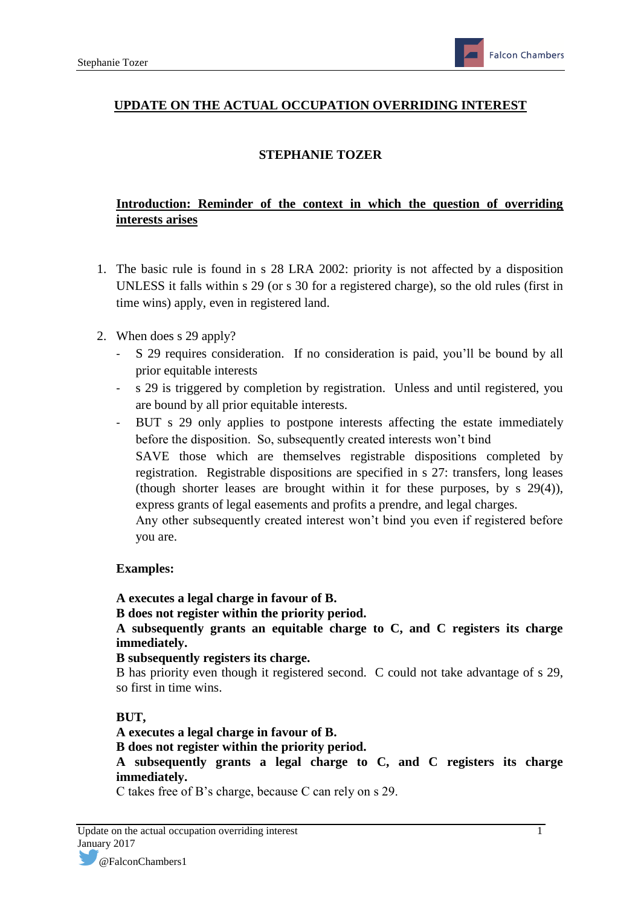# UPDATE ON THE ACTUAL OCCUPATION OVERRIDING INTEREST

**STEPHANIE TOZER**

## Introduction: Reminder of the context in which the question of overriding interests arises

1. The basic rule is found in s 28 LRA 2002: priority is not affected by a disposition UNLESS it falls within s 29 (or s 30 for a registered charge), so the old rules (first in time wins) apply, even in registered land.

2. When does s 29 apply?
   - S 29 requires consideration. If no consideration is paid, you'll be bound by all prior equitable interests
   - s 29 is triggered by completion by registration. Unless and until registered, you are bound by all prior equitable interests.
   - BUT s 29 only applies to postpone interests affecting the estate immediately before the disposition. So, subsequently created interests won't bind

     SAVE those which are themselves registrable dispositions completed by registration. Registrable dispositions are specified in s 27: transfers, long leases (though shorter leases are brought within it for these purposes, by s 29(4)), express grants of legal easements and profits a prendre, and legal charges.

     Any other subsequently created interest won't bind you even if registered before you are.

   **Examples:**

   **A executes a legal charge in favour of B.**
   **B does not register within the priority period.**
   **A subsequently grants an equitable charge to C, and C registers its charge immediately.**
   **B subsequently registers its charge.**
   B has priority even though it registered second. C could not take advantage of s 29, so first in time wins.

   **BUT,**
   **A executes a legal charge in favour of B.**
   **B does not register within the priority period.**
   **A subsequently grants a legal charge to C, and C registers its charge immediately.**
   C takes free of B's charge, because C can rely on s 29.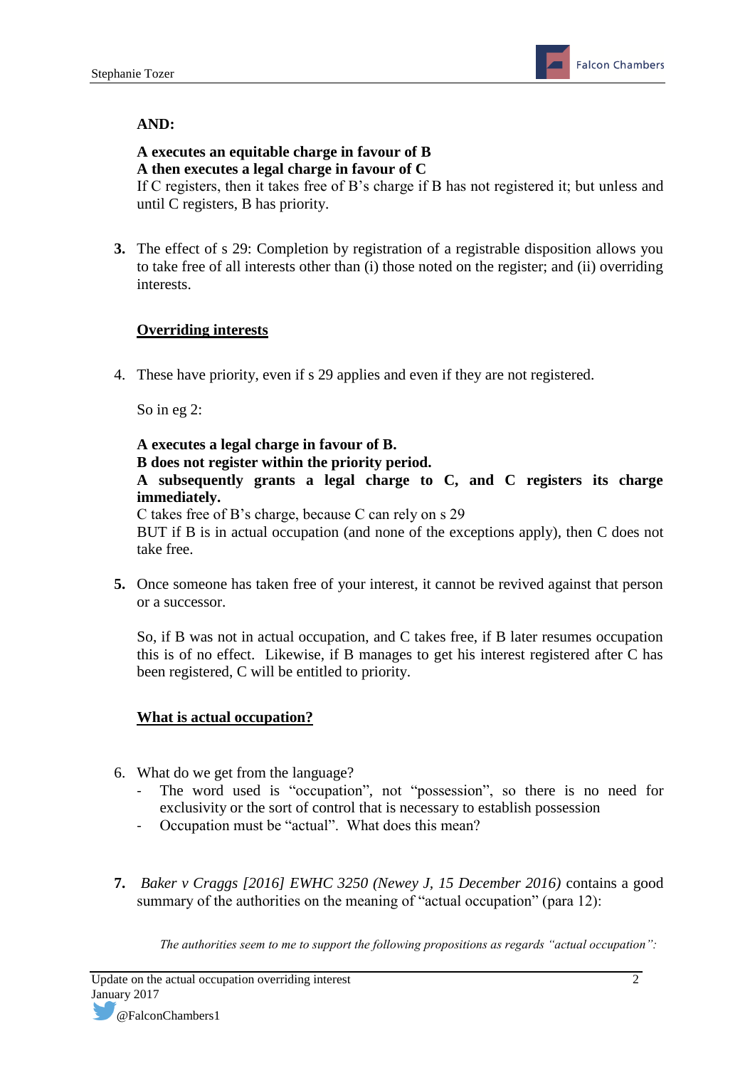**AND:**

**A executes an equitable charge in favour of B**
**A then executes a legal charge in favour of C**
If C registers, then it takes free of B's charge if B has not registered it; but unless and until C registers, B has priority.

**3.** The effect of s 29: Completion by registration of a registrable disposition allows you to take free of all interests other than (i) those noted on the register; and (ii) overriding interests.

**__Overriding interests__**

4. These have priority, even if s 29 applies and even if they are not registered.

So in eg 2:

**A executes a legal charge in favour of B.**
**B does not register within the priority period.**
**A subsequently grants a legal charge to C, and C registers its charge immediately.**
C takes free of B's charge, because C can rely on s 29
BUT if B is in actual occupation (and none of the exceptions apply), then C does not take free.

**5.** Once someone has taken free of your interest, it cannot be revived against that person or a successor.

So, if B was not in actual occupation, and C takes free, if B later resumes occupation this is of no effect. Likewise, if B manages to get his interest registered after C has been registered, C will be entitled to priority.

**__What is actual occupation?__**

6. What do we get from the language?
   - The word used is "occupation", not "possession", so there is no need for exclusivity or the sort of control that is necessary to establish possession
   - Occupation must be "actual". What does this mean?

**7.** *Baker v Craggs [2016] EWHC 3250 (Newey J, 15 December 2016)* contains a good summary of the authorities on the meaning of "actual occupation" (para 12):

*The authorities seem to me to support the following propositions as regards "actual occupation":*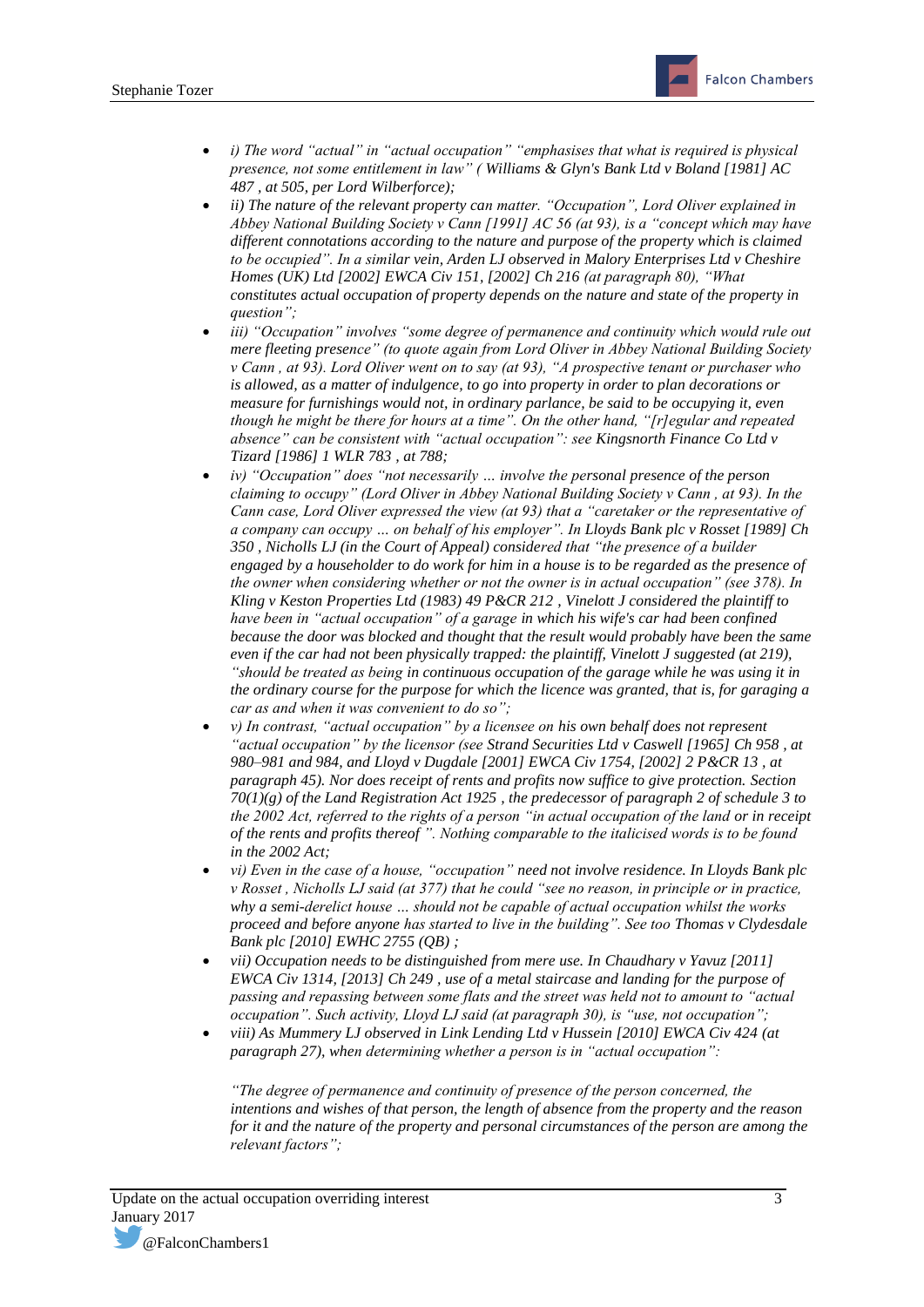- *i) The word "actual" in "actual occupation" "emphasises that what is required is physical presence, not some entitlement in law" ( Williams & Glyn's Bank Ltd v Boland [1981] AC 487 , at 505, per Lord Wilberforce);*
- *ii) The nature of the relevant property can matter. "Occupation", Lord Oliver explained in Abbey National Building Society v Cann [1991] AC 56 (at 93), is a "concept which may have different connotations according to the nature and purpose of the property which is claimed to be occupied". In a similar vein, Arden LJ observed in Malory Enterprises Ltd v Cheshire Homes (UK) Ltd [2002] EWCA Civ 151, [2002] Ch 216 (at paragraph 80), "What constitutes actual occupation of property depends on the nature and state of the property in question";*
- *iii) "Occupation" involves "some degree of permanence and continuity which would rule out mere fleeting presence" (to quote again from Lord Oliver in Abbey National Building Society v Cann , at 93). Lord Oliver went on to say (at 93), "A prospective tenant or purchaser who is allowed, as a matter of indulgence, to go into property in order to plan decorations or measure for furnishings would not, in ordinary parlance, be said to be occupying it, even though he might be there for hours at a time". On the other hand, "[r]egular and repeated absence" can be consistent with "actual occupation": see Kingsnorth Finance Co Ltd v Tizard [1986] 1 WLR 783 , at 788;*
- *iv) "Occupation" does "not necessarily … involve the personal presence of the person claiming to occupy" (Lord Oliver in Abbey National Building Society v Cann , at 93). In the Cann case, Lord Oliver expressed the view (at 93) that a "caretaker or the representative of a company can occupy … on behalf of his employer". In Lloyds Bank plc v Rosset [1989] Ch 350 , Nicholls LJ (in the Court of Appeal) considered that "the presence of a builder engaged by a householder to do work for him in a house is to be regarded as the presence of the owner when considering whether or not the owner is in actual occupation" (see 378). In Kling v Keston Properties Ltd (1983) 49 P&CR 212 , Vinelott J considered the plaintiff to have been in "actual occupation" of a garage in which his wife's car had been confined because the door was blocked and thought that the result would probably have been the same even if the car had not been physically trapped: the plaintiff, Vinelott J suggested (at 219), "should be treated as being in continuous occupation of the garage while he was using it in the ordinary course for the purpose for which the licence was granted, that is, for garaging a car as and when it was convenient to do so";*
- *v) In contrast, "actual occupation" by a licensee on his own behalf does not represent "actual occupation" by the licensor (see Strand Securities Ltd v Caswell [1965] Ch 958 , at 980–981 and 984, and Lloyd v Dugdale [2001] EWCA Civ 1754, [2002] 2 P&CR 13 , at paragraph 45). Nor does receipt of rents and profits now suffice to give protection. Section 70(1)(g) of the Land Registration Act 1925 , the predecessor of paragraph 2 of schedule 3 to the 2002 Act, referred to the rights of a person "in actual occupation of the land or in receipt of the rents and profits thereof ". Nothing comparable to the italicised words is to be found in the 2002 Act;*
- *vi) Even in the case of a house, "occupation" need not involve residence. In Lloyds Bank plc v Rosset , Nicholls LJ said (at 377) that he could "see no reason, in principle or in practice, why a semi-derelict house … should not be capable of actual occupation whilst the works proceed and before anyone has started to live in the building". See too Thomas v Clydesdale Bank plc [2010] EWHC 2755 (QB) ;*
- *vii) Occupation needs to be distinguished from mere use. In Chaudhary v Yavuz [2011] EWCA Civ 1314, [2013] Ch 249 , use of a metal staircase and landing for the purpose of passing and repassing between some flats and the street was held not to amount to "actual occupation". Such activity, Lloyd LJ said (at paragraph 30), is "use, not occupation";*
- *viii) As Mummery LJ observed in Link Lending Ltd v Hussein [2010] EWCA Civ 424 (at paragraph 27), when determining whether a person is in "actual occupation":*

  *"The degree of permanence and continuity of presence of the person concerned, the intentions and wishes of that person, the length of absence from the property and the reason for it and the nature of the property and personal circumstances of the person are among the relevant factors";*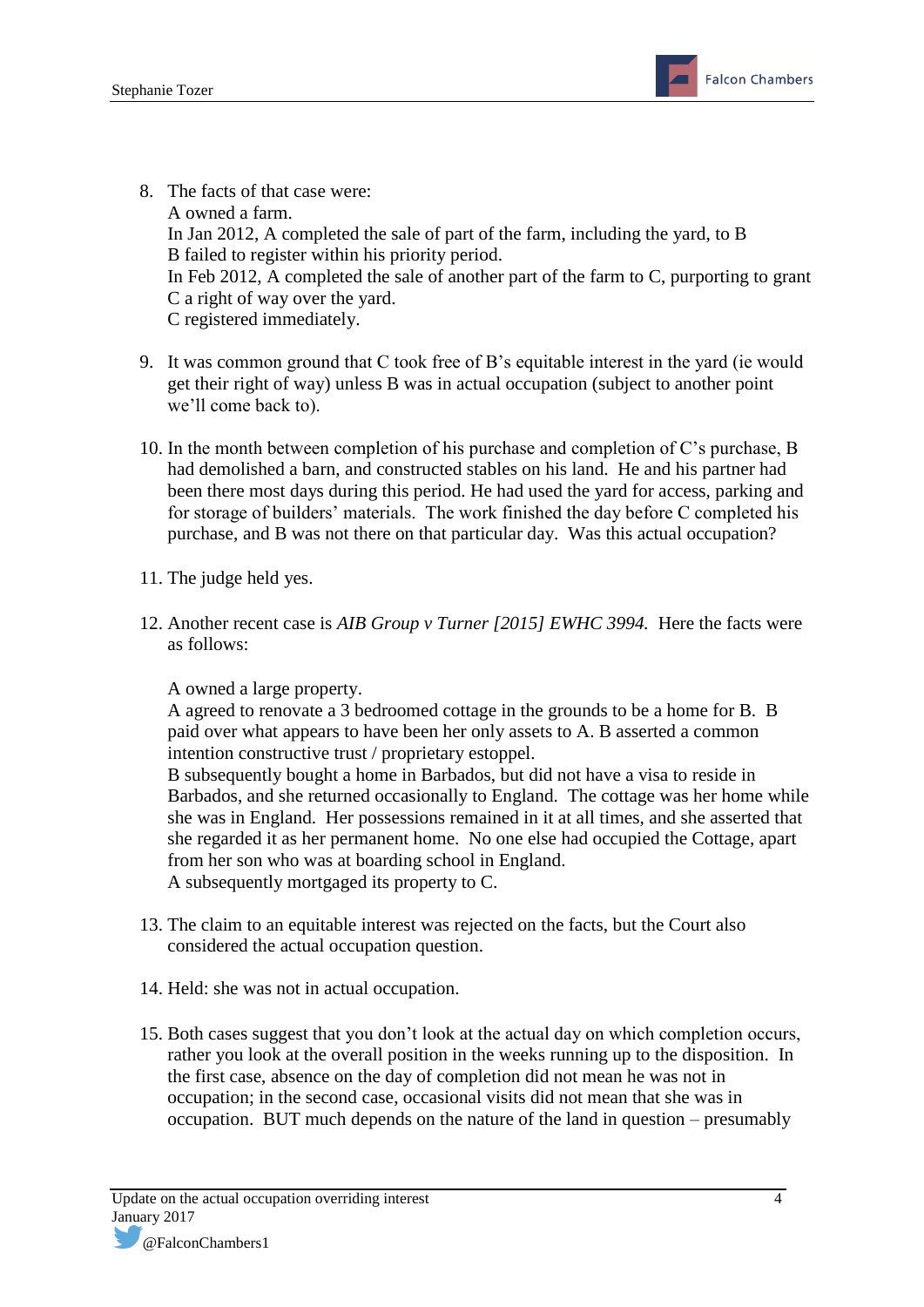8. The facts of that case were:
   A owned a farm.
   In Jan 2012, A completed the sale of part of the farm, including the yard, to B
   B failed to register within his priority period.
   In Feb 2012, A completed the sale of another part of the farm to C, purporting to grant C a right of way over the yard.
   C registered immediately.

9. It was common ground that C took free of B's equitable interest in the yard (ie would get their right of way) unless B was in actual occupation (subject to another point we'll come back to).

10. In the month between completion of his purchase and completion of C's purchase, B had demolished a barn, and constructed stables on his land. He and his partner had been there most days during this period. He had used the yard for access, parking and for storage of builders' materials. The work finished the day before C completed his purchase, and B was not there on that particular day. Was this actual occupation?

11. The judge held yes.

12. Another recent case is *AIB Group v Turner [2015] EWHC 3994.* Here the facts were as follows:

    A owned a large property.
    A agreed to renovate a 3 bedroomed cottage in the grounds to be a home for B. B paid over what appears to have been her only assets to A. B asserted a common intention constructive trust / proprietary estoppel.
    B subsequently bought a home in Barbados, but did not have a visa to reside in Barbados, and she returned occasionally to England. The cottage was her home while she was in England. Her possessions remained in it at all times, and she asserted that she regarded it as her permanent home. No one else had occupied the Cottage, apart from her son who was at boarding school in England.
    A subsequently mortgaged its property to C.

13. The claim to an equitable interest was rejected on the facts, but the Court also considered the actual occupation question.

14. Held: she was not in actual occupation.

15. Both cases suggest that you don't look at the actual day on which completion occurs, rather you look at the overall position in the weeks running up to the disposition. In the first case, absence on the day of completion did not mean he was not in occupation; in the second case, occasional visits did not mean that she was in occupation. BUT much depends on the nature of the land in question – presumably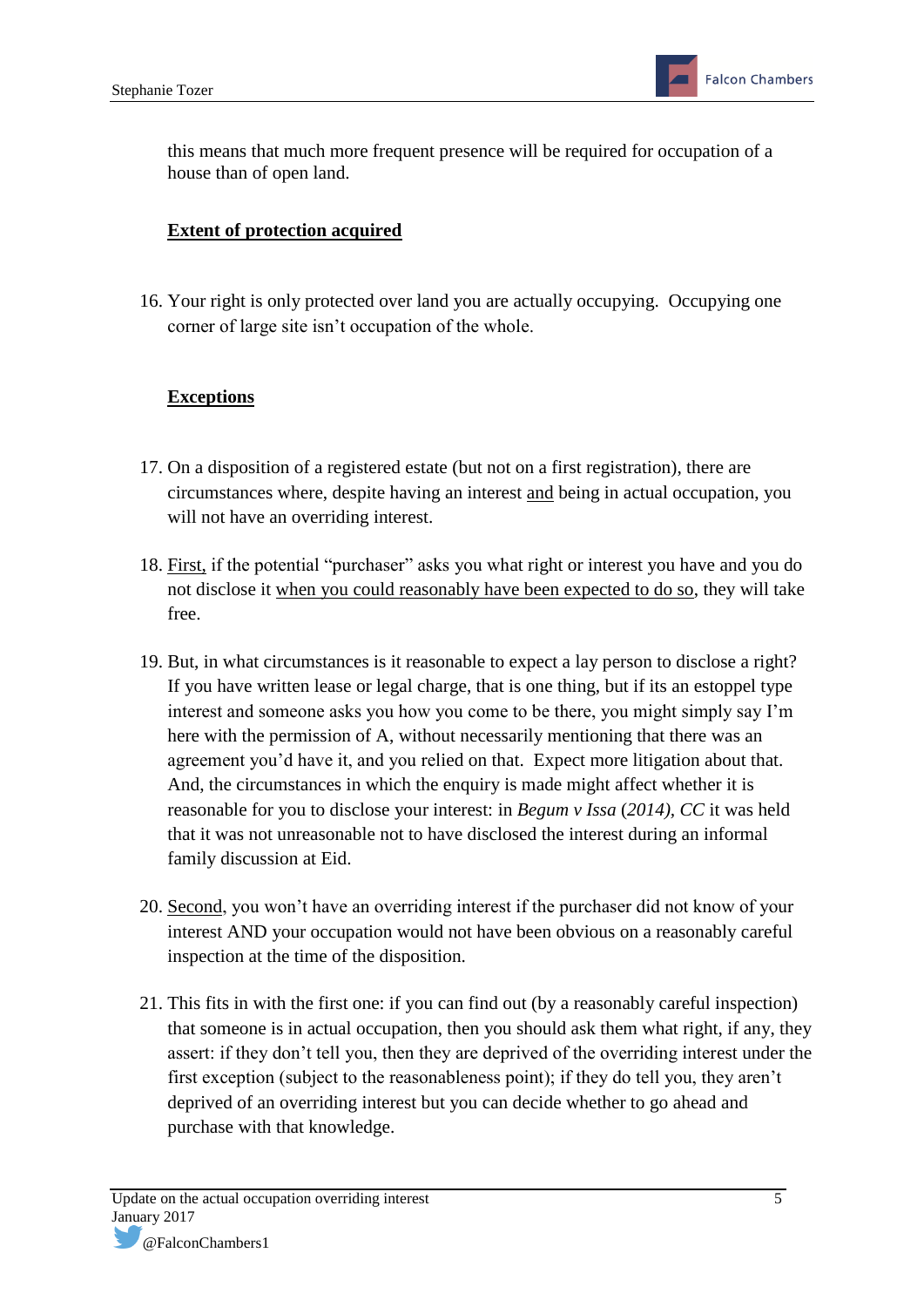this means that much more frequent presence will be required for occupation of a house than of open land.

<u>**Extent of protection acquired**</u>

16. Your right is only protected over land you are actually occupying. Occupying one corner of large site isn't occupation of the whole.

<u>**Exceptions**</u>

17. On a disposition of a registered estate (but not on a first registration), there are circumstances where, despite having an interest <u>and</u> being in actual occupation, you will not have an overriding interest.

18. <u>First,</u> if the potential "purchaser" asks you what right or interest you have and you do not disclose it <u>when you could reasonably have been expected to do so</u>, they will take free.

19. But, in what circumstances is it reasonable to expect a lay person to disclose a right? If you have written lease or legal charge, that is one thing, but if its an estoppel type interest and someone asks you how you come to be there, you might simply say I'm here with the permission of A, without necessarily mentioning that there was an agreement you'd have it, and you relied on that. Expect more litigation about that. And, the circumstances in which the enquiry is made might affect whether it is reasonable for you to disclose your interest: in *Begum v Issa* (*2014*), *CC* it was held that it was not unreasonable not to have disclosed the interest during an informal family discussion at Eid.

20. <u>Second</u>, you won't have an overriding interest if the purchaser did not know of your interest AND your occupation would not have been obvious on a reasonably careful inspection at the time of the disposition.

21. This fits in with the first one: if you can find out (by a reasonably careful inspection) that someone is in actual occupation, then you should ask them what right, if any, they assert: if they don't tell you, then they are deprived of the overriding interest under the first exception (subject to the reasonableness point); if they do tell you, they aren't deprived of an overriding interest but you can decide whether to go ahead and purchase with that knowledge.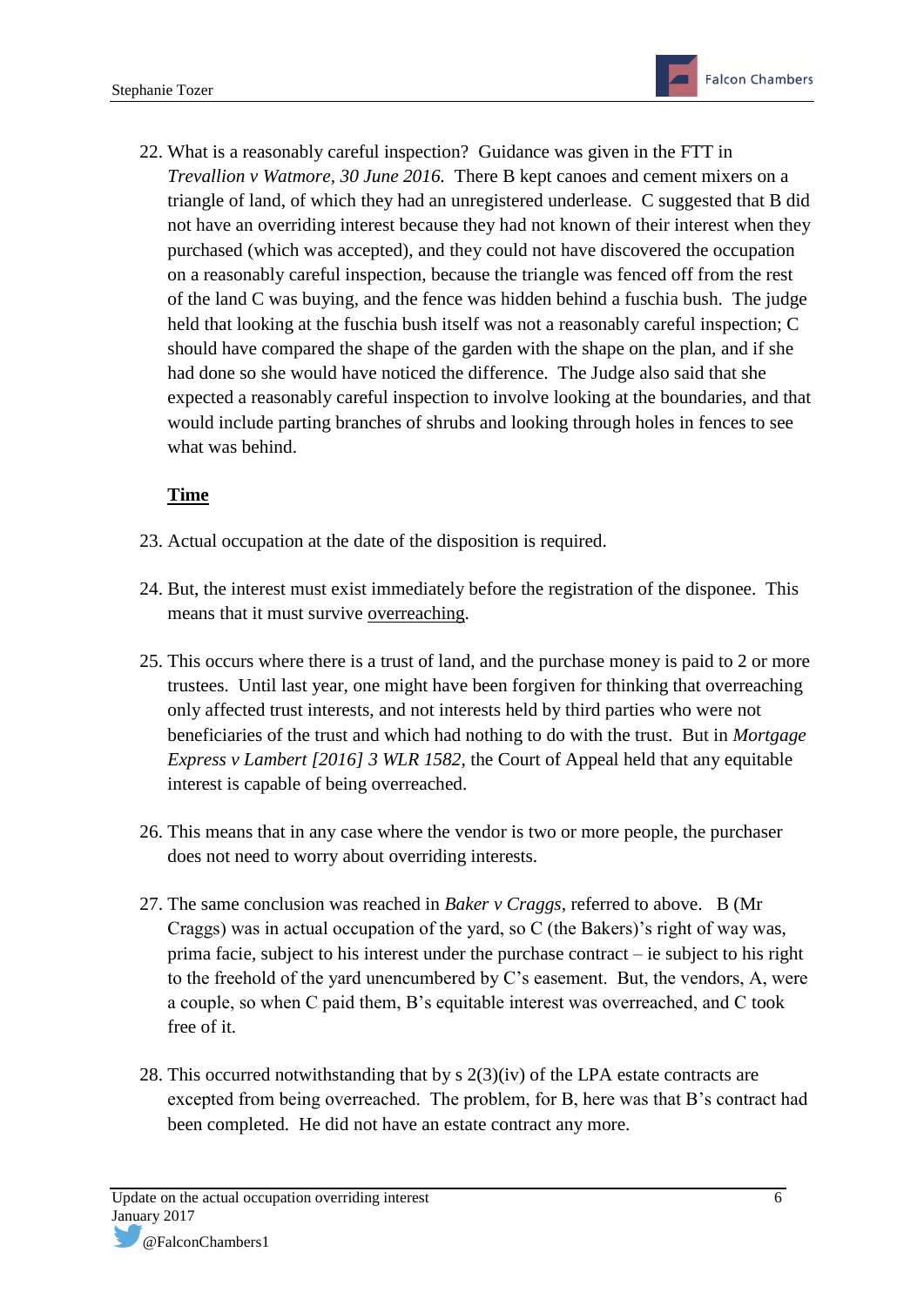22. What is a reasonably careful inspection? Guidance was given in the FTT in *Trevallion v Watmore, 30 June 2016.* There B kept canoes and cement mixers on a triangle of land, of which they had an unregistered underlease. C suggested that B did not have an overriding interest because they had not known of their interest when they purchased (which was accepted), and they could not have discovered the occupation on a reasonably careful inspection, because the triangle was fenced off from the rest of the land C was buying, and the fence was hidden behind a fuschia bush. The judge held that looking at the fuschia bush itself was not a reasonably careful inspection; C should have compared the shape of the garden with the shape on the plan, and if she had done so she would have noticed the difference. The Judge also said that she expected a reasonably careful inspection to involve looking at the boundaries, and that would include parting branches of shrubs and looking through holes in fences to see what was behind.

**<u>Time</u>**

23. Actual occupation at the date of the disposition is required.

24. But, the interest must exist immediately before the registration of the disponee. This means that it must survive <u>overreaching</u>.

25. This occurs where there is a trust of land, and the purchase money is paid to 2 or more trustees. Until last year, one might have been forgiven for thinking that overreaching only affected trust interests, and not interests held by third parties who were not beneficiaries of the trust and which had nothing to do with the trust. But in *Mortgage Express v Lambert [2016] 3 WLR 1582*, the Court of Appeal held that any equitable interest is capable of being overreached.

26. This means that in any case where the vendor is two or more people, the purchaser does not need to worry about overriding interests.

27. The same conclusion was reached in *Baker v Craggs*, referred to above. B (Mr Craggs) was in actual occupation of the yard, so C (the Bakers)'s right of way was, prima facie, subject to his interest under the purchase contract – ie subject to his right to the freehold of the yard unencumbered by C's easement. But, the vendors, A, were a couple, so when C paid them, B's equitable interest was overreached, and C took free of it.

28. This occurred notwithstanding that by s 2(3)(iv) of the LPA estate contracts are excepted from being overreached. The problem, for B, here was that B's contract had been completed. He did not have an estate contract any more.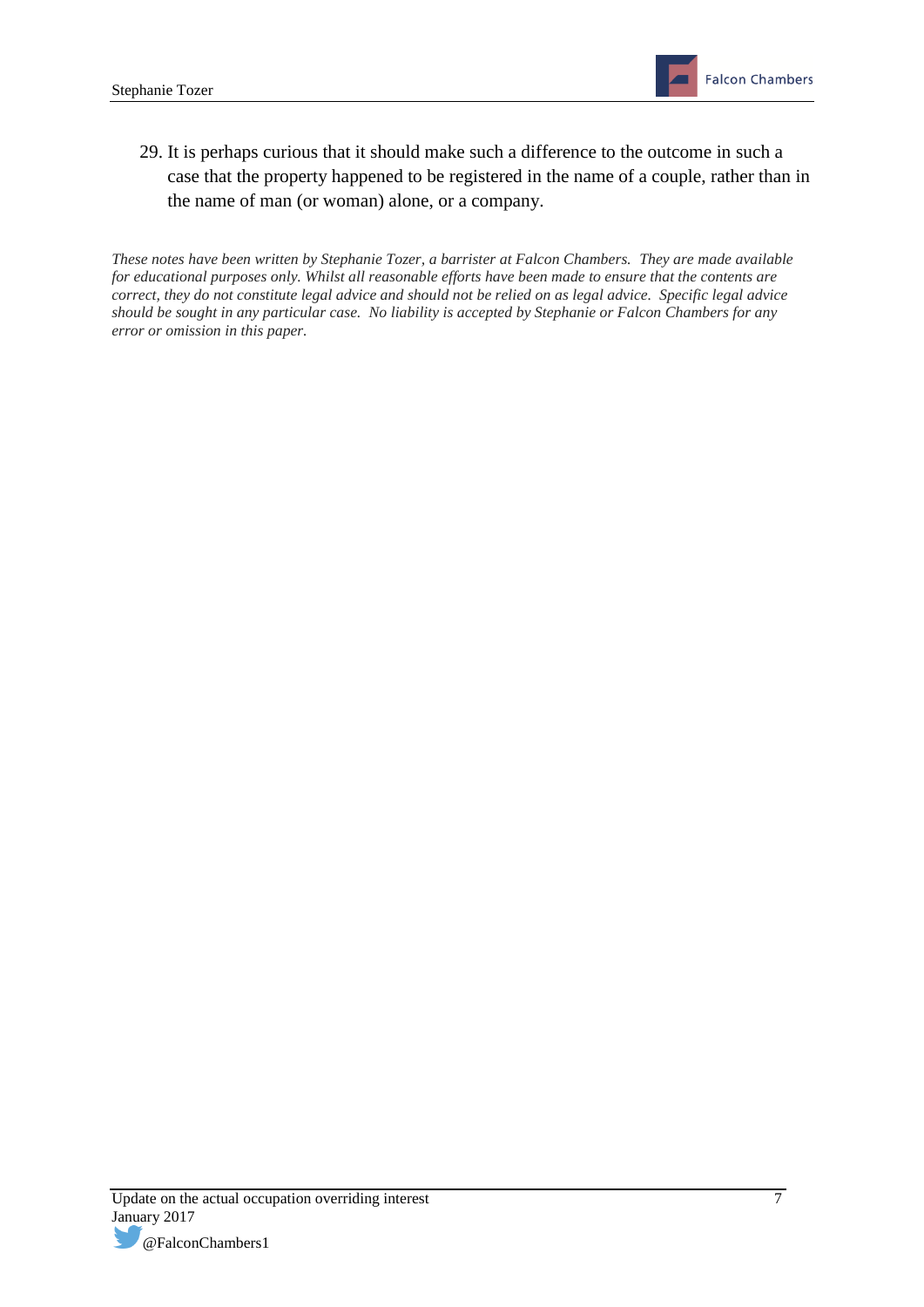29. It is perhaps curious that it should make such a difference to the outcome in such a case that the property happened to be registered in the name of a couple, rather than in the name of man (or woman) alone, or a company.

*These notes have been written by Stephanie Tozer, a barrister at Falcon Chambers. They are made available for educational purposes only. Whilst all reasonable efforts have been made to ensure that the contents are correct, they do not constitute legal advice and should not be relied on as legal advice. Specific legal advice should be sought in any particular case. No liability is accepted by Stephanie or Falcon Chambers for any error or omission in this paper.*